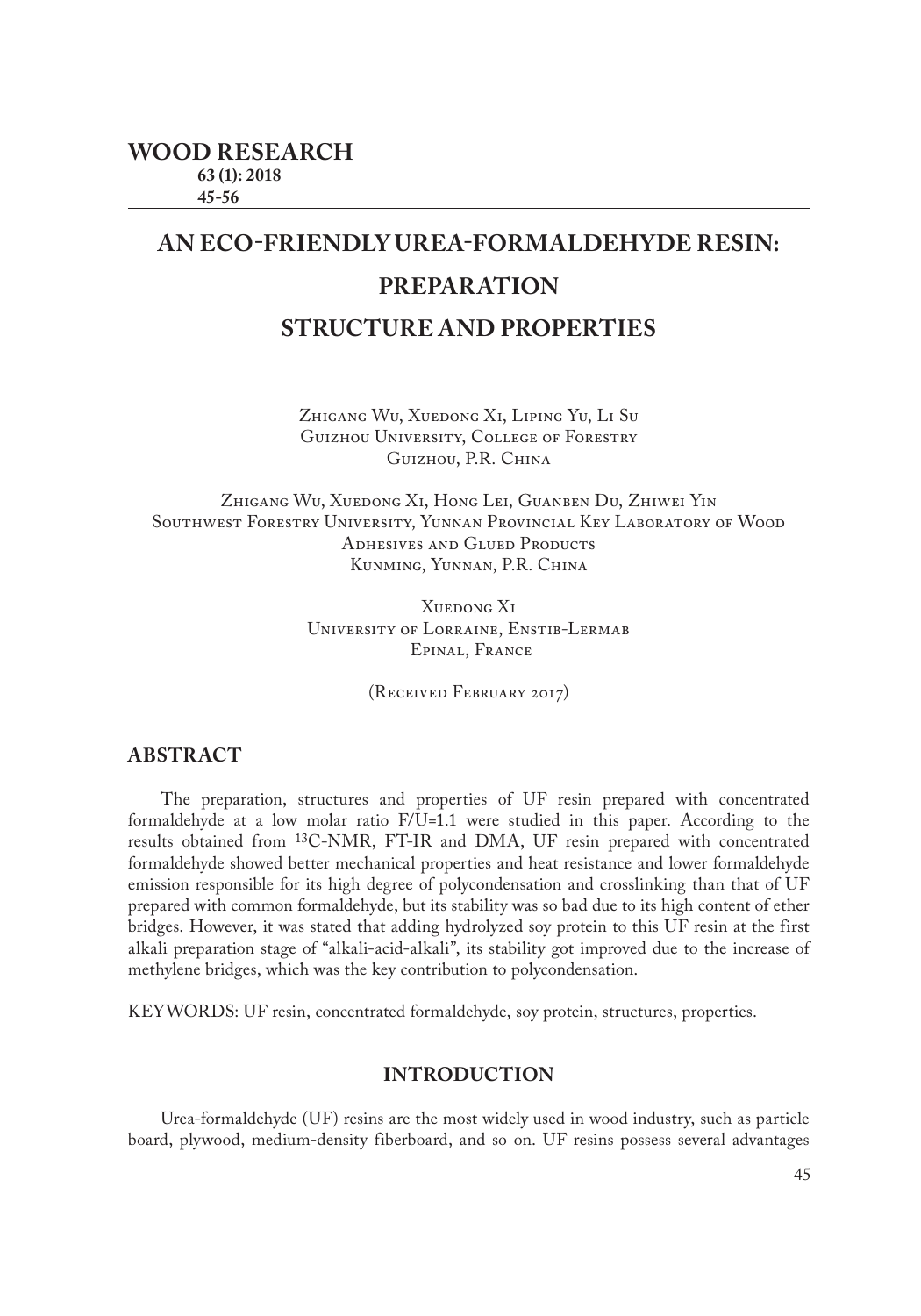# AN ECO-FRIENDLY UREA-FORMALDEHYDE RESIN: PREPARATION STRUCTURE AND PROPERTIES

Zhigang Wu, Xuedong Xi, Liping Yu, Li Su
Guizhou University, College of Forestry
Guizhou, P.R. China

Zhigang Wu, Xuedong Xi, Hong Lei, Guanben Du, Zhiwei Yin
Southwest Forestry University, Yunnan Provincial Key Laboratory of Wood Adhesives and Glued Products
Kunming, Yunnan, P.R. China

Xuedong Xi
University of Lorraine, Enstib-Lermab
Epinal, France

(Received February 2017)

## ABSTRACT

The preparation, structures and properties of UF resin prepared with concentrated formaldehyde at a low molar ratio F/U=1.1 were studied in this paper. According to the results obtained from $^{13}$C-NMR, FT-IR and DMA, UF resin prepared with concentrated formaldehyde showed better mechanical properties and heat resistance and lower formaldehyde emission responsible for its high degree of polycondensation and crosslinking than that of UF prepared with common formaldehyde, but its stability was so bad due to its high content of ether bridges. However, it was stated that adding hydrolyzed soy protein to this UF resin at the first alkali preparation stage of "alkali-acid-alkali", its stability got improved due to the increase of methylene bridges, which was the key contribution to polycondensation.

KEYWORDS: UF resin, concentrated formaldehyde, soy protein, structures, properties.

## INTRODUCTION

Urea-formaldehyde (UF) resins are the most widely used in wood industry, such as particle board, plywood, medium-density fiberboard, and so on. UF resins possess several advantages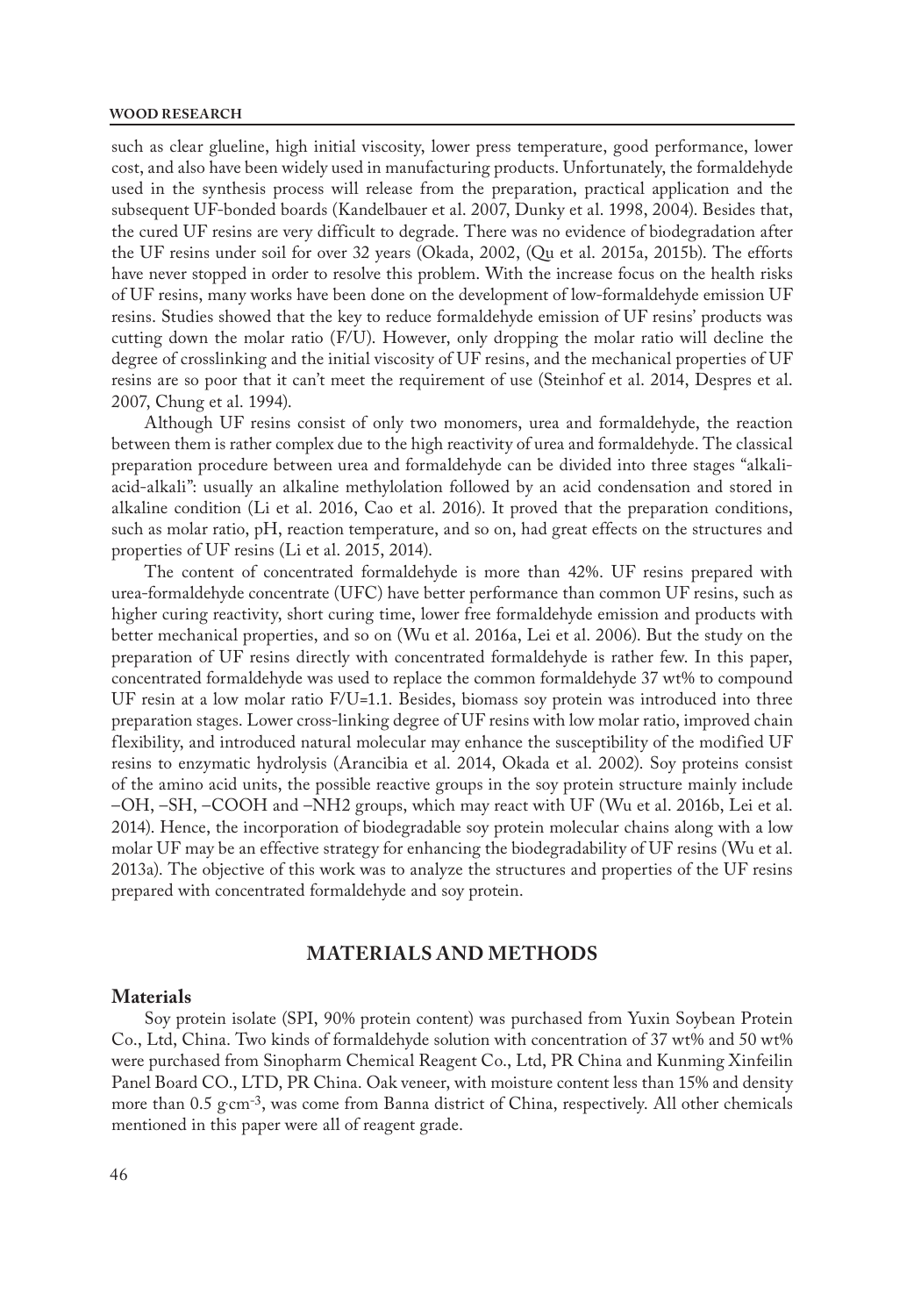such as clear glueline, high initial viscosity, lower press temperature, good performance, lower cost, and also have been widely used in manufacturing products. Unfortunately, the formaldehyde used in the synthesis process will release from the preparation, practical application and the subsequent UF-bonded boards (Kandelbauer et al. 2007, Dunky et al. 1998, 2004). Besides that, the cured UF resins are very difficult to degrade. There was no evidence of biodegradation after the UF resins under soil for over 32 years (Okada, 2002, (Qu et al. 2015a, 2015b). The efforts have never stopped in order to resolve this problem. With the increase focus on the health risks of UF resins, many works have been done on the development of low-formaldehyde emission UF resins. Studies showed that the key to reduce formaldehyde emission of UF resins' products was cutting down the molar ratio (F/U). However, only dropping the molar ratio will decline the degree of crosslinking and the initial viscosity of UF resins, and the mechanical properties of UF resins are so poor that it can't meet the requirement of use (Steinhof et al. 2014, Despres et al. 2007, Chung et al. 1994).

Although UF resins consist of only two monomers, urea and formaldehyde, the reaction between them is rather complex due to the high reactivity of urea and formaldehyde. The classical preparation procedure between urea and formaldehyde can be divided into three stages "alkali-acid-alkali": usually an alkaline methylolation followed by an acid condensation and stored in alkaline condition (Li et al. 2016, Cao et al. 2016). It proved that the preparation conditions, such as molar ratio, pH, reaction temperature, and so on, had great effects on the structures and properties of UF resins (Li et al. 2015, 2014).

The content of concentrated formaldehyde is more than 42%. UF resins prepared with urea-formaldehyde concentrate (UFC) have better performance than common UF resins, such as higher curing reactivity, short curing time, lower free formaldehyde emission and products with better mechanical properties, and so on (Wu et al. 2016a, Lei et al. 2006). But the study on the preparation of UF resins directly with concentrated formaldehyde is rather few. In this paper, concentrated formaldehyde was used to replace the common formaldehyde 37 wt% to compound UF resin at a low molar ratio F/U=1.1. Besides, biomass soy protein was introduced into three preparation stages. Lower cross-linking degree of UF resins with low molar ratio, improved chain flexibility, and introduced natural molecular may enhance the susceptibility of the modified UF resins to enzymatic hydrolysis (Arancibia et al. 2014, Okada et al. 2002). Soy proteins consist of the amino acid units, the possible reactive groups in the soy protein structure mainly include –OH, –SH, –COOH and –NH2 groups, which may react with UF (Wu et al. 2016b, Lei et al. 2014). Hence, the incorporation of biodegradable soy protein molecular chains along with a low molar UF may be an effective strategy for enhancing the biodegradability of UF resins (Wu et al. 2013a). The objective of this work was to analyze the structures and properties of the UF resins prepared with concentrated formaldehyde and soy protein.

## MATERIALS AND METHODS

### Materials

Soy protein isolate (SPI, 90% protein content) was purchased from Yuxin Soybean Protein Co., Ltd, China. Two kinds of formaldehyde solution with concentration of 37 wt% and 50 wt% were purchased from Sinopharm Chemical Reagent Co., Ltd, PR China and Kunming Xinfeilin Panel Board CO., LTD, PR China. Oak veneer, with moisture content less than 15% and density more than 0.5 $g \cdot cm^{-3}$, was come from Banna district of China, respectively. All other chemicals mentioned in this paper were all of reagent grade.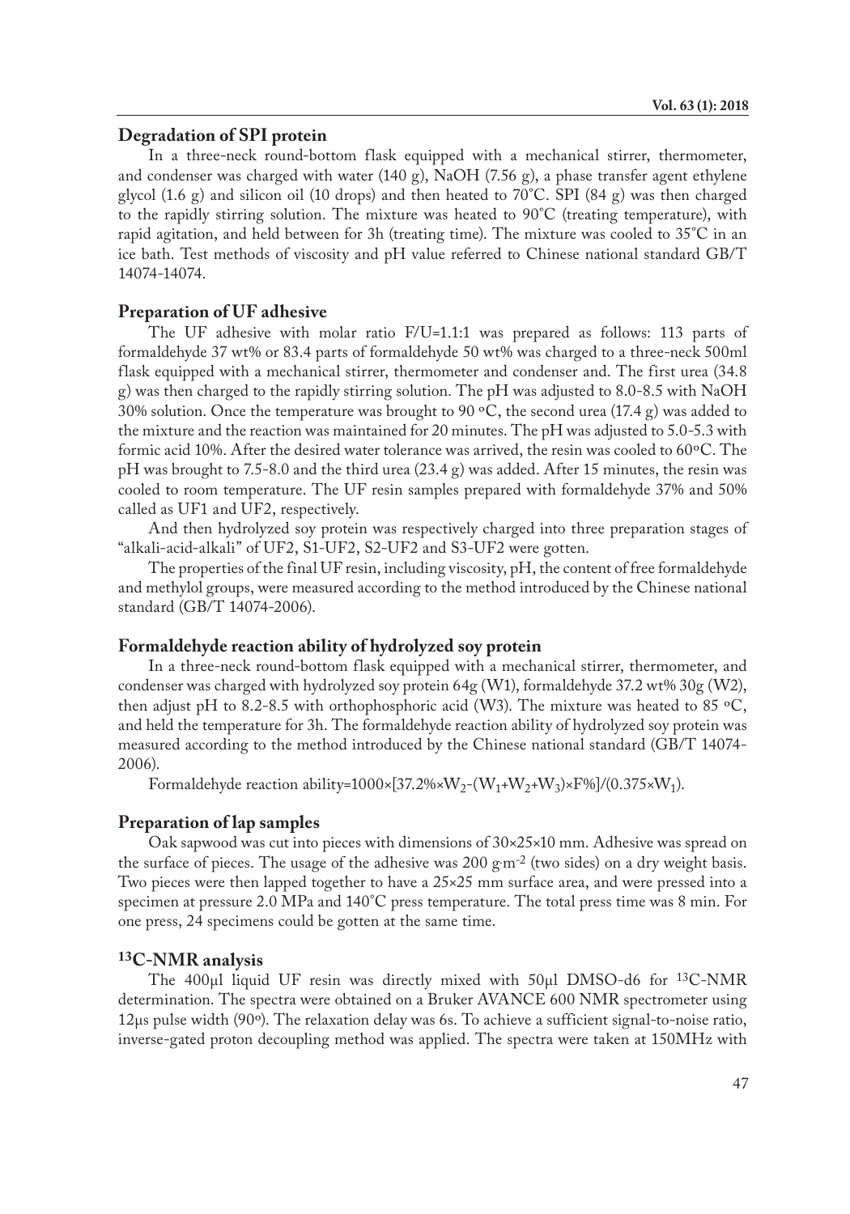## Degradation of SPI protein

In a three-neck round-bottom flask equipped with a mechanical stirrer, thermometer, and condenser was charged with water (140 g), NaOH (7.56 g), a phase transfer agent ethylene glycol (1.6 g) and silicon oil (10 drops) and then heated to 70˚C. SPI (84 g) was then charged to the rapidly stirring solution. The mixture was heated to 90˚C (treating temperature), with rapid agitation, and held between for 3h (treating time). The mixture was cooled to 35˚C in an ice bath. Test methods of viscosity and pH value referred to Chinese national standard GB/T 14074-14074.

## Preparation of UF adhesive

The UF adhesive with molar ratio F/U=1.1:1 was prepared as follows: 113 parts of formaldehyde 37 wt% or 83.4 parts of formaldehyde 50 wt% was charged to a three-neck 500ml flask equipped with a mechanical stirrer, thermometer and condenser and. The first urea (34.8 g) was then charged to the rapidly stirring solution. The pH was adjusted to 8.0-8.5 with NaOH 30% solution. Once the temperature was brought to 90 ºC, the second urea (17.4 g) was added to the mixture and the reaction was maintained for 20 minutes. The pH was adjusted to 5.0-5.3 with formic acid 10%. After the desired water tolerance was arrived, the resin was cooled to 60ºC. The pH was brought to 7.5-8.0 and the third urea (23.4 g) was added. After 15 minutes, the resin was cooled to room temperature. The UF resin samples prepared with formaldehyde 37% and 50% called as UF1 and UF2, respectively.

And then hydrolyzed soy protein was respectively charged into three preparation stages of "alkali-acid-alkali" of UF2, S1-UF2, S2-UF2 and S3-UF2 were gotten.

The properties of the final UF resin, including viscosity, pH, the content of free formaldehyde and methylol groups, were measured according to the method introduced by the Chinese national standard (GB/T 14074-2006).

## Formaldehyde reaction ability of hydrolyzed soy protein

In a three-neck round-bottom flask equipped with a mechanical stirrer, thermometer, and condenser was charged with hydrolyzed soy protein 64g (W1), formaldehyde 37.2 wt% 30g (W2), then adjust pH to 8.2-8.5 with orthophosphoric acid (W3). The mixture was heated to 85 ºC, and held the temperature for 3h. The formaldehyde reaction ability of hydrolyzed soy protein was measured according to the method introduced by the Chinese national standard (GB/T 14074-2006).

$$\text{Formaldehyde reaction ability} = 1000\times[37.2\%\times W_2-(W_1+W_2+W_3)\times F\%]/(0.375\times W_1).$$

## Preparation of lap samples

Oak sapwood was cut into pieces with dimensions of 30×25×10 mm. Adhesive was spread on the surface of pieces. The usage of the adhesive was 200 $g{\cdot}m^{-2}$ (two sides) on a dry weight basis. Two pieces were then lapped together to have a 25×25 mm surface area, and were pressed into a specimen at pressure 2.0 MPa and 140˚C press temperature. The total press time was 8 min. For one press, 24 specimens could be gotten at the same time.

## $^{13}$C-NMR analysis

The 400μl liquid UF resin was directly mixed with 50μl DMSO-d6 for $^{13}$C-NMR determination. The spectra were obtained on a Bruker AVANCE 600 NMR spectrometer using 12μs pulse width (90º). The relaxation delay was 6s. To achieve a sufficient signal-to-noise ratio, inverse-gated proton decoupling method was applied. The spectra were taken at 150MHz with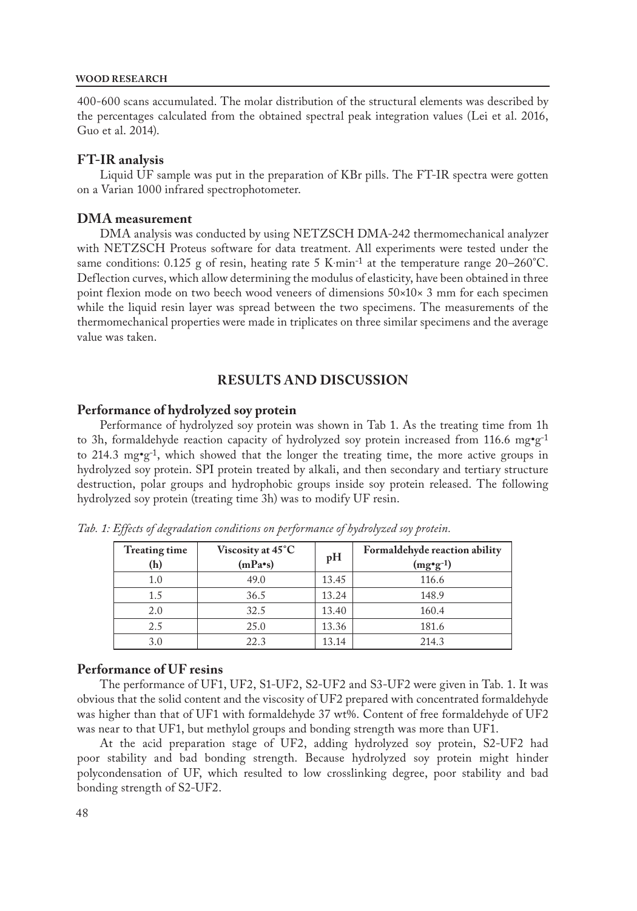400-600 scans accumulated. The molar distribution of the structural elements was described by the percentages calculated from the obtained spectral peak integration values (Lei et al. 2016, Guo et al. 2014).

### FT-IR analysis

Liquid UF sample was put in the preparation of KBr pills. The FT-IR spectra were gotten on a Varian 1000 infrared spectrophotometer.

### DMA measurement

DMA analysis was conducted by using NETZSCH DMA-242 thermomechanical analyzer with NETZSCH Proteus software for data treatment. All experiments were tested under the same conditions: 0.125 g of resin, heating rate 5 $K \cdot min^{-1}$ at the temperature range 20–260°C. Deflection curves, which allow determining the modulus of elasticity, have been obtained in three point flexion mode on two beech wood veneers of dimensions 50×10× 3 mm for each specimen while the liquid resin layer was spread between the two specimens. The measurements of the thermomechanical properties were made in triplicates on three similar specimens and the average value was taken.

## RESULTS AND DISCUSSION

### Performance of hydrolyzed soy protein

Performance of hydrolyzed soy protein was shown in Tab 1. As the treating time from 1h to 3h, formaldehyde reaction capacity of hydrolyzed soy protein increased from 116.6 $mg \cdot g^{-1}$ to 214.3 $mg \cdot g^{-1}$, which showed that the longer the treating time, the more active groups in hydrolyzed soy protein. SPI protein treated by alkali, and then secondary and tertiary structure destruction, polar groups and hydrophobic groups inside soy protein released. The following hydrolyzed soy protein (treating time 3h) was to modify UF resin.

*Tab. 1: Effects of degradation conditions on performance of hydrolyzed soy protein.*

| Treating time (h) | Viscosity at 45°C (mPa•s) | pH | Formaldehyde reaction ability ($mg \cdot g^{-1}$) |
|---|---|---|---|
| 1.0 | 49.0 | 13.45 | 116.6 |
| 1.5 | 36.5 | 13.24 | 148.9 |
| 2.0 | 32.5 | 13.40 | 160.4 |
| 2.5 | 25.0 | 13.36 | 181.6 |
| 3.0 | 22.3 | 13.14 | 214.3 |

### Performance of UF resins

The performance of UF1, UF2, S1-UF2, S2-UF2 and S3-UF2 were given in Tab. 1. It was obvious that the solid content and the viscosity of UF2 prepared with concentrated formaldehyde was higher than that of UF1 with formaldehyde 37 wt%. Content of free formaldehyde of UF2 was near to that UF1, but methylol groups and bonding strength was more than UF1.

At the acid preparation stage of UF2, adding hydrolyzed soy protein, S2-UF2 had poor stability and bad bonding strength. Because hydrolyzed soy protein might hinder polycondensation of UF, which resulted to low crosslinking degree, poor stability and bad bonding strength of S2-UF2.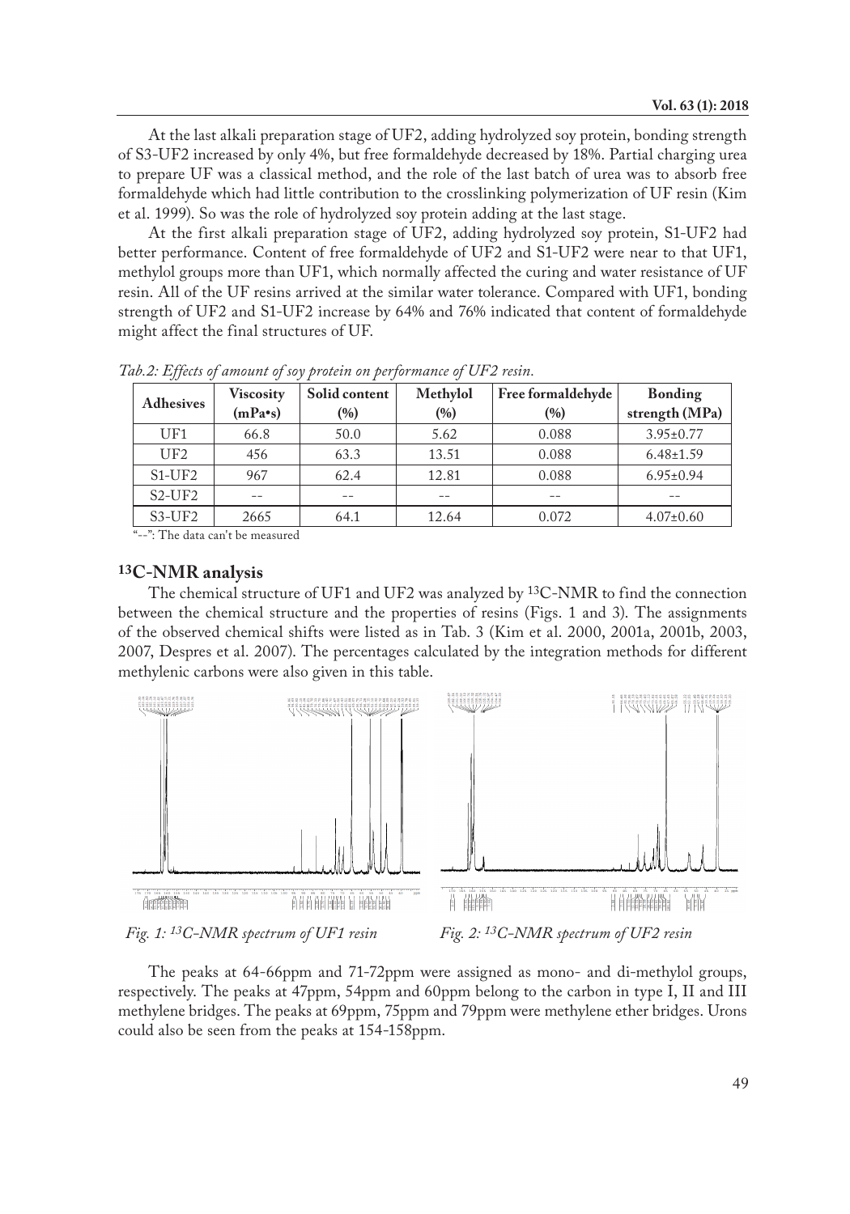At the last alkali preparation stage of UF2, adding hydrolyzed soy protein, bonding strength of S3-UF2 increased by only 4%, but free formaldehyde decreased by 18%. Partial charging urea to prepare UF was a classical method, and the role of the last batch of urea was to absorb free formaldehyde which had little contribution to the crosslinking polymerization of UF resin (Kim et al. 1999). So was the role of hydrolyzed soy protein adding at the last stage.

At the first alkali preparation stage of UF2, adding hydrolyzed soy protein, S1-UF2 had better performance. Content of free formaldehyde of UF2 and S1-UF2 were near to that UF1, methylol groups more than UF1, which normally affected the curing and water resistance of UF resin. All of the UF resins arrived at the similar water tolerance. Compared with UF1, bonding strength of UF2 and S1-UF2 increase by 64% and 76% indicated that content of formaldehyde might affect the final structures of UF.

*Tab.2: Effects of amount of soy protein on performance of UF2 resin.*

| Adhesives | Viscosity (mPa•s) | Solid content (%) | Methylol (%) | Free formaldehyde (%) | Bonding strength (MPa) |
|---|---|---|---|---|---|
| UF1 | 66.8 | 50.0 | 5.62 | 0.088 | 3.95±0.77 |
| UF2 | 456 | 63.3 | 13.51 | 0.088 | 6.48±1.59 |
| S1-UF2 | 967 | 62.4 | 12.81 | 0.088 | 6.95±0.94 |
| S2-UF2 | -- | -- | -- | -- | -- |
| S3-UF2 | 2665 | 64.1 | 12.64 | 0.072 | 4.07±0.60 |

"--": The data can't be measured

## $^{13}$C-NMR analysis

The chemical structure of UF1 and UF2 was analyzed by $^{13}$C-NMR to find the connection between the chemical structure and the properties of resins (Figs. 1 and 3). The assignments of the observed chemical shifts were listed as in Tab. 3 (Kim et al. 2000, 2001a, 2001b, 2003, 2007, Despres et al. 2007). The percentages calculated by the integration methods for different methylenic carbons were also given in this table.

*Fig. 1: $^{13}$C-NMR spectrum of UF1 resin*

*Fig. 2: $^{13}$C-NMR spectrum of UF2 resin*

The peaks at 64-66ppm and 71-72ppm were assigned as mono- and di-methylol groups, respectively. The peaks at 47ppm, 54ppm and 60ppm belong to the carbon in type I, II and III methylene bridges. The peaks at 69ppm, 75ppm and 79ppm were methylene ether bridges. Urons could also be seen from the peaks at 154-158ppm.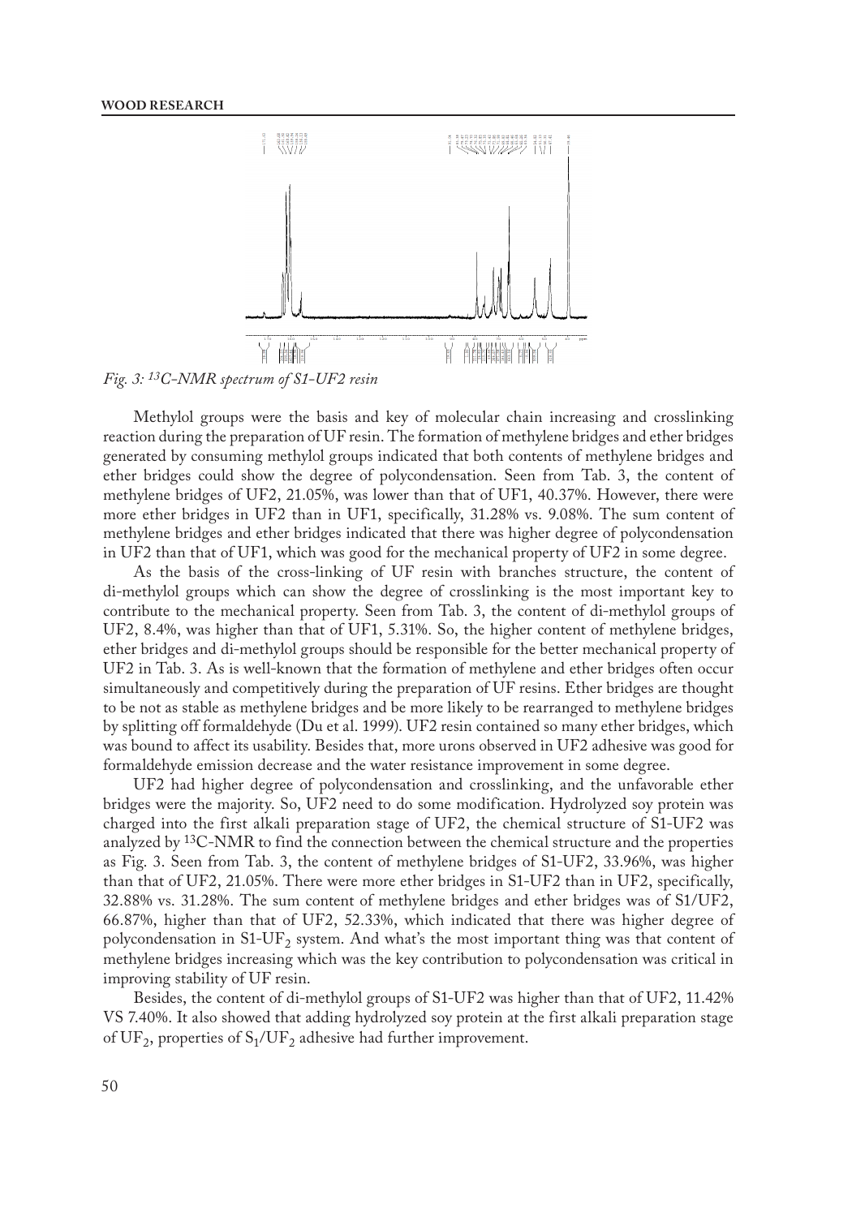*Fig. 3: $^{13}$C-NMR spectrum of S1-UF2 resin*

Methylol groups were the basis and key of molecular chain increasing and crosslinking reaction during the preparation of UF resin. The formation of methylene bridges and ether bridges generated by consuming methylol groups indicated that both contents of methylene bridges and ether bridges could show the degree of polycondensation. Seen from Tab. 3, the content of methylene bridges of UF2, 21.05%, was lower than that of UF1, 40.37%. However, there were more ether bridges in UF2 than in UF1, specifically, 31.28% vs. 9.08%. The sum content of methylene bridges and ether bridges indicated that there was higher degree of polycondensation in UF2 than that of UF1, which was good for the mechanical property of UF2 in some degree.

As the basis of the cross-linking of UF resin with branches structure, the content of di-methylol groups which can show the degree of crosslinking is the most important key to contribute to the mechanical property. Seen from Tab. 3, the content of di-methylol groups of UF2, 8.4%, was higher than that of UF1, 5.31%. So, the higher content of methylene bridges, ether bridges and di-methylol groups should be responsible for the better mechanical property of UF2 in Tab. 3. As is well-known that the formation of methylene and ether bridges often occur simultaneously and competitively during the preparation of UF resins. Ether bridges are thought to be not as stable as methylene bridges and be more likely to be rearranged to methylene bridges by splitting off formaldehyde (Du et al. 1999). UF2 resin contained so many ether bridges, which was bound to affect its usability. Besides that, more urons observed in UF2 adhesive was good for formaldehyde emission decrease and the water resistance improvement in some degree.

UF2 had higher degree of polycondensation and crosslinking, and the unfavorable ether bridges were the majority. So, UF2 need to do some modification. Hydrolyzed soy protein was charged into the first alkali preparation stage of UF2, the chemical structure of S1-UF2 was analyzed by $^{13}$C-NMR to find the connection between the chemical structure and the properties as Fig. 3. Seen from Tab. 3, the content of methylene bridges of S1-UF2, 33.96%, was higher than that of UF2, 21.05%. There were more ether bridges in S1-UF2 than in UF2, specifically, 32.88% vs. 31.28%. The sum content of methylene bridges and ether bridges was of S1/UF2, 66.87%, higher than that of UF2, 52.33%, which indicated that there was higher degree of polycondensation in S1-$UF_2$ system. And what's the most important thing was that content of methylene bridges increasing which was the key contribution to polycondensation was critical in improving stability of UF resin.

Besides, the content of di-methylol groups of S1-UF2 was higher than that of UF2, 11.42% VS 7.40%. It also showed that adding hydrolyzed soy protein at the first alkali preparation stage of $UF_2$, properties of $S_1$/$UF_2$ adhesive had further improvement.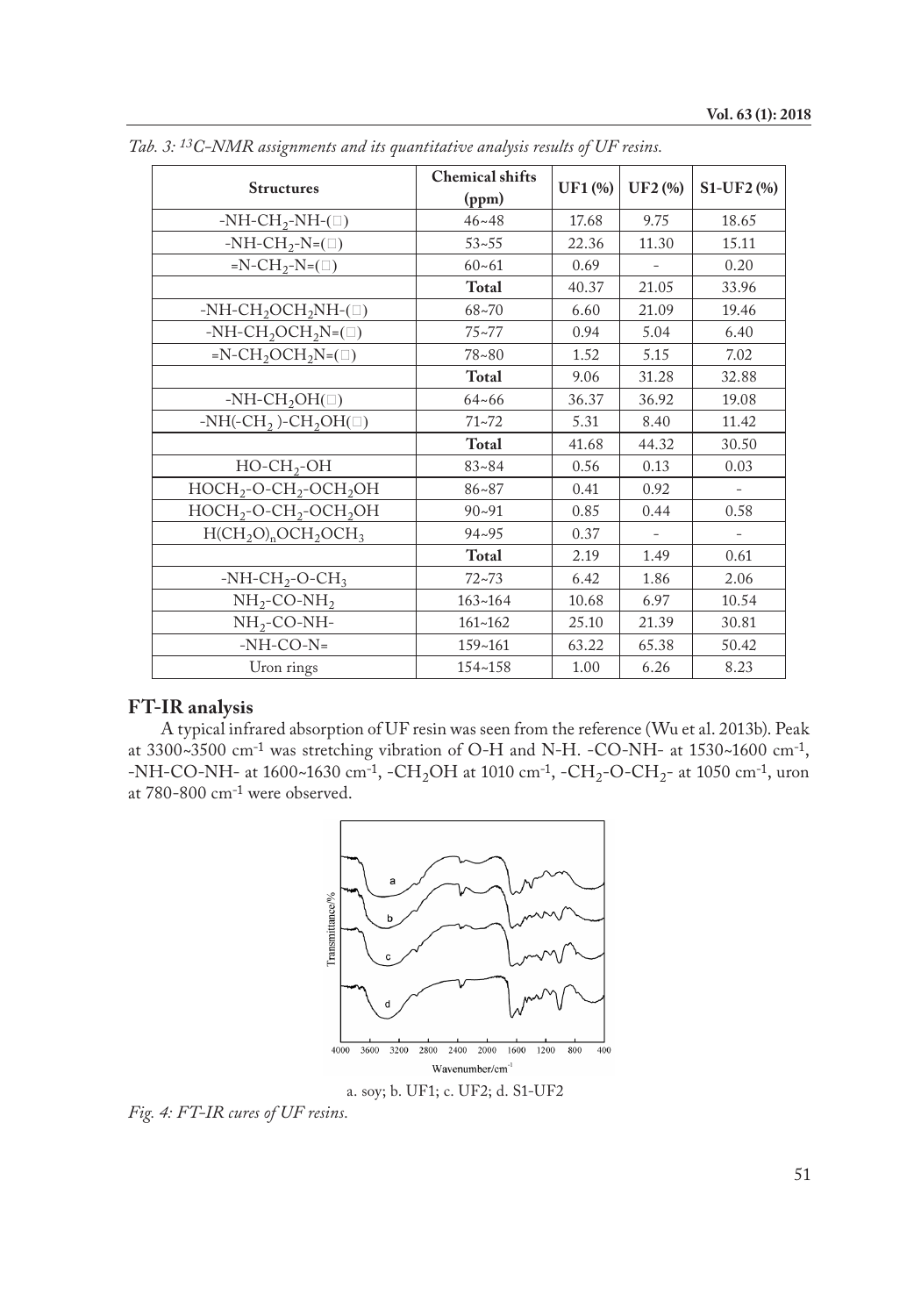*Tab. 3: ¹³C-NMR assignments and its quantitative analysis results of UF resins.*

| Structures | Chemical shifts (ppm) | UF1 (%) | UF2 (%) | S1-UF2 (%) |
|---|---|---|---|---|
| $-NH-CH_2-NH-$(□) | 46~48 | 17.68 | 9.75 | 18.65 |
| $-NH-CH_2-N=$(□) | 53~55 | 22.36 | 11.30 | 15.11 |
| $=N-CH_2-N=$(□) | 60~61 | 0.69 | - | 0.20 |
| | **Total** | 40.37 | 21.05 | 33.96 |
| $-NH-CH_2OCH_2NH-$(□) | 68~70 | 6.60 | 21.09 | 19.46 |
| $-NH-CH_2OCH_2N=$(□) | 75~77 | 0.94 | 5.04 | 6.40 |
| $=N-CH_2OCH_2N=$(□) | 78~80 | 1.52 | 5.15 | 7.02 |
| | **Total** | 9.06 | 31.28 | 32.88 |
| $-NH-CH_2OH$(□) | 64~66 | 36.37 | 36.92 | 19.08 |
| $-NH(-CH_2)-CH_2OH$(□) | 71~72 | 5.31 | 8.40 | 11.42 |
| | **Total** | 41.68 | 44.32 | 30.50 |
| $HO-CH_2-OH$ | 83~84 | 0.56 | 0.13 | 0.03 |
| $HOCH_2-O-CH_2-OCH_2OH$ | 86~87 | 0.41 | 0.92 | - |
| $HOCH_2-O-CH_2-OCH_2OH$ | 90~91 | 0.85 | 0.44 | 0.58 |
| $H(CH_2O)_nOCH_2OCH_3$ | 94~95 | 0.37 | - | - |
| | **Total** | 2.19 | 1.49 | 0.61 |
| $-NH-CH_2-O-CH_3$ | 72~73 | 6.42 | 1.86 | 2.06 |
| $NH_2-CO-NH_2$ | 163~164 | 10.68 | 6.97 | 10.54 |
| $NH_2-CO-NH-$ | 161~162 | 25.10 | 21.39 | 30.81 |
| $-NH-CO-N=$ | 159~161 | 63.22 | 65.38 | 50.42 |
| Uron rings | 154~158 | 1.00 | 6.26 | 8.23 |

## FT-IR analysis

A typical infrared absorption of UF resin was seen from the reference (Wu et al. 2013b). Peak at 3300~3500 $cm^{-1}$ was stretching vibration of O-H and N-H. -CO-NH- at 1530~1600 $cm^{-1}$, -NH-CO-NH- at 1600~1630 $cm^{-1}$, $-CH_2OH$ at 1010 $cm^{-1}$, $-CH_2-O-CH_2-$ at 1050 $cm^{-1}$, uron at 780-800 $cm^{-1}$ were observed.

a. soy; b. UF1; c. UF2; d. S1-UF2

*Fig. 4: FT-IR cures of UF resins.*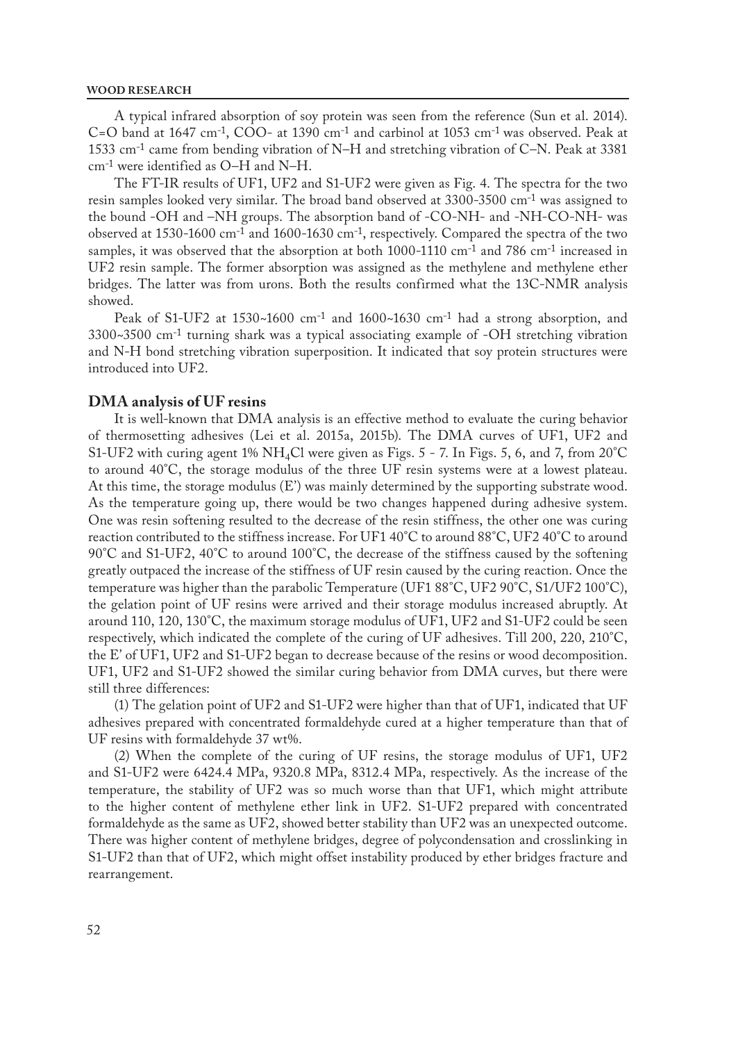A typical infrared absorption of soy protein was seen from the reference (Sun et al. 2014). C=O band at 1647 $cm^{-1}$, COO- at 1390 $cm^{-1}$ and carbinol at 1053 $cm^{-1}$ was observed. Peak at 1533 $cm^{-1}$ came from bending vibration of N–H and stretching vibration of C–N. Peak at 3381 $cm^{-1}$ were identified as O–H and N–H.

The FT-IR results of UF1, UF2 and S1-UF2 were given as Fig. 4. The spectra for the two resin samples looked very similar. The broad band observed at 3300-3500 $cm^{-1}$ was assigned to the bound -OH and –NH groups. The absorption band of -CO-NH- and -NH-CO-NH- was observed at 1530-1600 $cm^{-1}$ and 1600-1630 $cm^{-1}$, respectively. Compared the spectra of the two samples, it was observed that the absorption at both 1000-1110 $cm^{-1}$ and 786 $cm^{-1}$ increased in UF2 resin sample. The former absorption was assigned as the methylene and methylene ether bridges. The latter was from urons. Both the results confirmed what the 13C-NMR analysis showed.

Peak of S1-UF2 at 1530~1600 $cm^{-1}$ and 1600~1630 $cm^{-1}$ had a strong absorption, and 3300~3500 $cm^{-1}$ turning shark was a typical associating example of -OH stretching vibration and N-H bond stretching vibration superposition. It indicated that soy protein structures were introduced into UF2.

## DMA analysis of UF resins

It is well-known that DMA analysis is an effective method to evaluate the curing behavior of thermosetting adhesives (Lei et al. 2015a, 2015b). The DMA curves of UF1, UF2 and S1-UF2 with curing agent 1% $NH_4Cl$ were given as Figs. 5 - 7. In Figs. 5, 6, and 7, from 20°C to around 40°C, the storage modulus of the three UF resin systems were at a lowest plateau. At this time, the storage modulus (E') was mainly determined by the supporting substrate wood. As the temperature going up, there would be two changes happened during adhesive system. One was resin softening resulted to the decrease of the resin stiffness, the other one was curing reaction contributed to the stiffness increase. For UF1 40°C to around 88°C, UF2 40°C to around 90°C and S1-UF2, 40°C to around 100°C, the decrease of the stiffness caused by the softening greatly outpaced the increase of the stiffness of UF resin caused by the curing reaction. Once the temperature was higher than the parabolic Temperature (UF1 88°C, UF2 90°C, S1/UF2 100°C), the gelation point of UF resins were arrived and their storage modulus increased abruptly. At around 110, 120, 130°C, the maximum storage modulus of UF1, UF2 and S1-UF2 could be seen respectively, which indicated the complete of the curing of UF adhesives. Till 200, 220, 210°C, the E' of UF1, UF2 and S1-UF2 began to decrease because of the resins or wood decomposition. UF1, UF2 and S1-UF2 showed the similar curing behavior from DMA curves, but there were still three differences:

(1) The gelation point of UF2 and S1-UF2 were higher than that of UF1, indicated that UF adhesives prepared with concentrated formaldehyde cured at a higher temperature than that of UF resins with formaldehyde 37 wt%.

(2) When the complete of the curing of UF resins, the storage modulus of UF1, UF2 and S1-UF2 were 6424.4 MPa, 9320.8 MPa, 8312.4 MPa, respectively. As the increase of the temperature, the stability of UF2 was so much worse than that UF1, which might attribute to the higher content of methylene ether link in UF2. S1-UF2 prepared with concentrated formaldehyde as the same as UF2, showed better stability than UF2 was an unexpected outcome. There was higher content of methylene bridges, degree of polycondensation and crosslinking in S1-UF2 than that of UF2, which might offset instability produced by ether bridges fracture and rearrangement.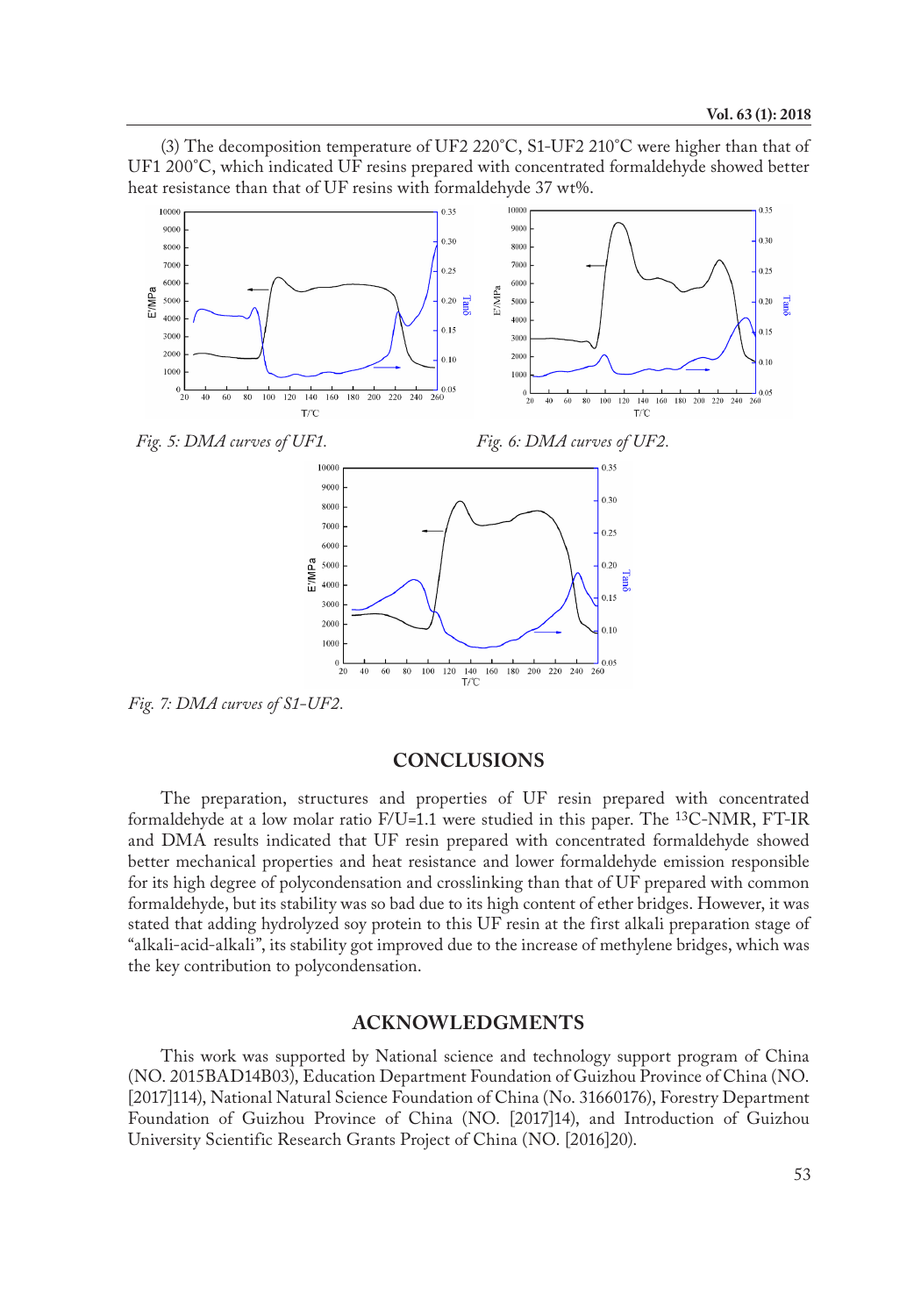(3) The decomposition temperature of UF2 220°C, S1-UF2 210°C were higher than that of UF1 200°C, which indicated UF resins prepared with concentrated formaldehyde showed better heat resistance than that of UF resins with formaldehyde 37 wt%.

*Fig. 5: DMA curves of UF1.*

*Fig. 6: DMA curves of UF2.*

*Fig. 7: DMA curves of S1-UF2.*

## CONCLUSIONS

The preparation, structures and properties of UF resin prepared with concentrated formaldehyde at a low molar ratio F/U=1.1 were studied in this paper. The $^{13}$C-NMR, FT-IR and DMA results indicated that UF resin prepared with concentrated formaldehyde showed better mechanical properties and heat resistance and lower formaldehyde emission responsible for its high degree of polycondensation and crosslinking than that of UF prepared with common formaldehyde, but its stability was so bad due to its high content of ether bridges. However, it was stated that adding hydrolyzed soy protein to this UF resin at the first alkali preparation stage of "alkali-acid-alkali", its stability got improved due to the increase of methylene bridges, which was the key contribution to polycondensation.

## ACKNOWLEDGMENTS

This work was supported by National science and technology support program of China (NO. 2015BAD14B03), Education Department Foundation of Guizhou Province of China (NO. [2017]114), National Natural Science Foundation of China (No. 31660176), Forestry Department Foundation of Guizhou Province of China (NO. [2017]14), and Introduction of Guizhou University Scientific Research Grants Project of China (NO. [2016]20).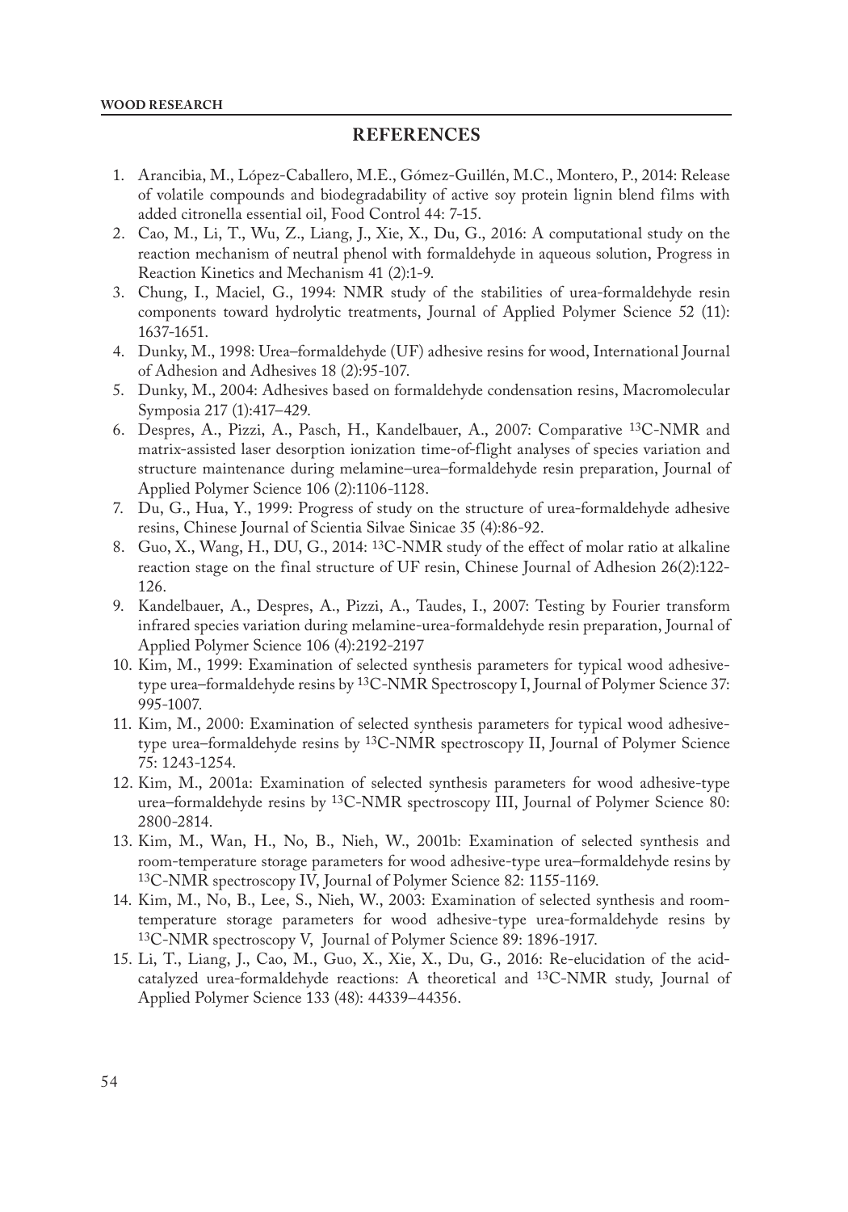## REFERENCES

1. Arancibia, M., López-Caballero, M.E., Gómez-Guillén, M.C., Montero, P., 2014: Release of volatile compounds and biodegradability of active soy protein lignin blend films with added citronella essential oil, Food Control 44: 7-15.
2. Cao, M., Li, T., Wu, Z., Liang, J., Xie, X., Du, G., 2016: A computational study on the reaction mechanism of neutral phenol with formaldehyde in aqueous solution, Progress in Reaction Kinetics and Mechanism 41 (2):1-9.
3. Chung, I., Maciel, G., 1994: NMR study of the stabilities of urea-formaldehyde resin components toward hydrolytic treatments, Journal of Applied Polymer Science 52 (11): 1637-1651.
4. Dunky, M., 1998: Urea–formaldehyde (UF) adhesive resins for wood, International Journal of Adhesion and Adhesives 18 (2):95-107.
5. Dunky, M., 2004: Adhesives based on formaldehyde condensation resins, Macromolecular Symposia 217 (1):417–429.
6. Despres, A., Pizzi, A., Pasch, H., Kandelbauer, A., 2007: Comparative $^{13}$C-NMR and matrix-assisted laser desorption ionization time-of-flight analyses of species variation and structure maintenance during melamine–urea–formaldehyde resin preparation, Journal of Applied Polymer Science 106 (2):1106-1128.
7. Du, G., Hua, Y., 1999: Progress of study on the structure of urea-formaldehyde adhesive resins, Chinese Journal of Scientia Silvae Sinicae 35 (4):86-92.
8. Guo, X., Wang, H., DU, G., 2014: $^{13}$C-NMR study of the effect of molar ratio at alkaline reaction stage on the final structure of UF resin, Chinese Journal of Adhesion 26(2):122-126.
9. Kandelbauer, A., Despres, A., Pizzi, A., Taudes, I., 2007: Testing by Fourier transform infrared species variation during melamine-urea-formaldehyde resin preparation, Journal of Applied Polymer Science 106 (4):2192-2197
10. Kim, M., 1999: Examination of selected synthesis parameters for typical wood adhesive-type urea–formaldehyde resins by $^{13}$C-NMR Spectroscopy I, Journal of Polymer Science 37: 995-1007.
11. Kim, M., 2000: Examination of selected synthesis parameters for typical wood adhesive-type urea–formaldehyde resins by $^{13}$C-NMR spectroscopy II, Journal of Polymer Science 75: 1243-1254.
12. Kim, M., 2001a: Examination of selected synthesis parameters for wood adhesive-type urea–formaldehyde resins by $^{13}$C-NMR spectroscopy III, Journal of Polymer Science 80: 2800-2814.
13. Kim, M., Wan, H., No, B., Nieh, W., 2001b: Examination of selected synthesis and room-temperature storage parameters for wood adhesive-type urea–formaldehyde resins by $^{13}$C-NMR spectroscopy IV, Journal of Polymer Science 82: 1155-1169.
14. Kim, M., No, B., Lee, S., Nieh, W., 2003: Examination of selected synthesis and room-temperature storage parameters for wood adhesive-type urea-formaldehyde resins by $^{13}$C-NMR spectroscopy V, Journal of Polymer Science 89: 1896-1917.
15. Li, T., Liang, J., Cao, M., Guo, X., Xie, X., Du, G., 2016: Re-elucidation of the acid-catalyzed urea-formaldehyde reactions: A theoretical and $^{13}$C-NMR study, Journal of Applied Polymer Science 133 (48): 44339–44356.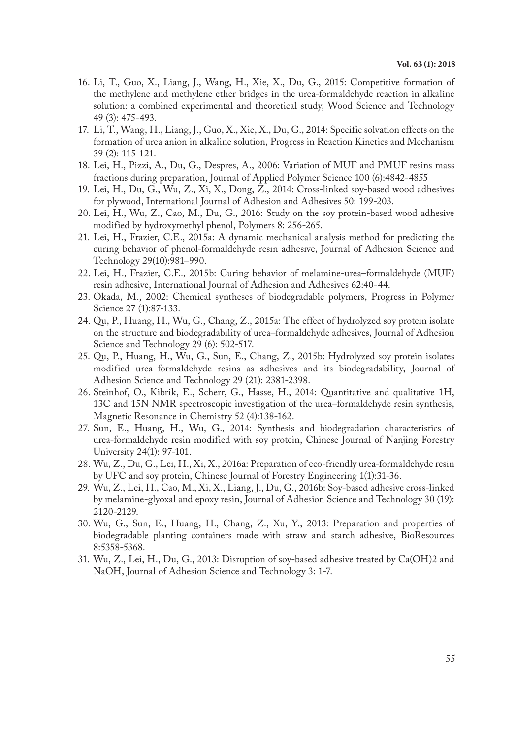16. Li, T., Guo, X., Liang, J., Wang, H., Xie, X., Du, G., 2015: Competitive formation of the methylene and methylene ether bridges in the urea-formaldehyde reaction in alkaline solution: a combined experimental and theoretical study, Wood Science and Technology 49 (3): 475-493.
17. Li, T., Wang, H., Liang, J., Guo, X., Xie, X., Du, G., 2014: Specific solvation effects on the formation of urea anion in alkaline solution, Progress in Reaction Kinetics and Mechanism 39 (2): 115-121.
18. Lei, H., Pizzi, A., Du, G., Despres, A., 2006: Variation of MUF and PMUF resins mass fractions during preparation, Journal of Applied Polymer Science 100 (6):4842-4855
19. Lei, H., Du, G., Wu, Z., Xi, X., Dong, Z., 2014: Cross-linked soy-based wood adhesives for plywood, International Journal of Adhesion and Adhesives 50: 199-203.
20. Lei, H., Wu, Z., Cao, M., Du, G., 2016: Study on the soy protein-based wood adhesive modified by hydroxymethyl phenol, Polymers 8: 256-265.
21. Lei, H., Frazier, C.E., 2015a: A dynamic mechanical analysis method for predicting the curing behavior of phenol-formaldehyde resin adhesive, Journal of Adhesion Science and Technology 29(10):981–990.
22. Lei, H., Frazier, C.E., 2015b: Curing behavior of melamine-urea–formaldehyde (MUF) resin adhesive, International Journal of Adhesion and Adhesives 62:40-44.
23. Okada, M., 2002: Chemical syntheses of biodegradable polymers, Progress in Polymer Science 27 (1):87-133.
24. Qu, P., Huang, H., Wu, G., Chang, Z., 2015a: The effect of hydrolyzed soy protein isolate on the structure and biodegradability of urea–formaldehyde adhesives, Journal of Adhesion Science and Technology 29 (6): 502-517.
25. Qu, P., Huang, H., Wu, G., Sun, E., Chang, Z., 2015b: Hydrolyzed soy protein isolates modified urea–formaldehyde resins as adhesives and its biodegradability, Journal of Adhesion Science and Technology 29 (21): 2381-2398.
26. Steinhof, O., Kibrik, E., Scherr, G., Hasse, H., 2014: Quantitative and qualitative 1H, 13C and 15N NMR spectroscopic investigation of the urea–formaldehyde resin synthesis, Magnetic Resonance in Chemistry 52 (4):138-162.
27. Sun, E., Huang, H., Wu, G., 2014: Synthesis and biodegradation characteristics of urea-formaldehyde resin modified with soy protein, Chinese Journal of Nanjing Forestry University 24(1): 97-101.
28. Wu, Z., Du, G., Lei, H., Xi, X., 2016a: Preparation of eco-friendly urea-formaldehyde resin by UFC and soy protein, Chinese Journal of Forestry Engineering 1(1):31-36.
29. Wu, Z., Lei, H., Cao, M., Xi, X., Liang, J., Du, G., 2016b: Soy-based adhesive cross-linked by melamine-glyoxal and epoxy resin, Journal of Adhesion Science and Technology 30 (19): 2120-2129.
30. Wu, G., Sun, E., Huang, H., Chang, Z., Xu, Y., 2013: Preparation and properties of biodegradable planting containers made with straw and starch adhesive, BioResources 8:5358-5368.
31. Wu, Z., Lei, H., Du, G., 2013: Disruption of soy-based adhesive treated by Ca(OH)2 and NaOH, Journal of Adhesion Science and Technology 3: 1-7.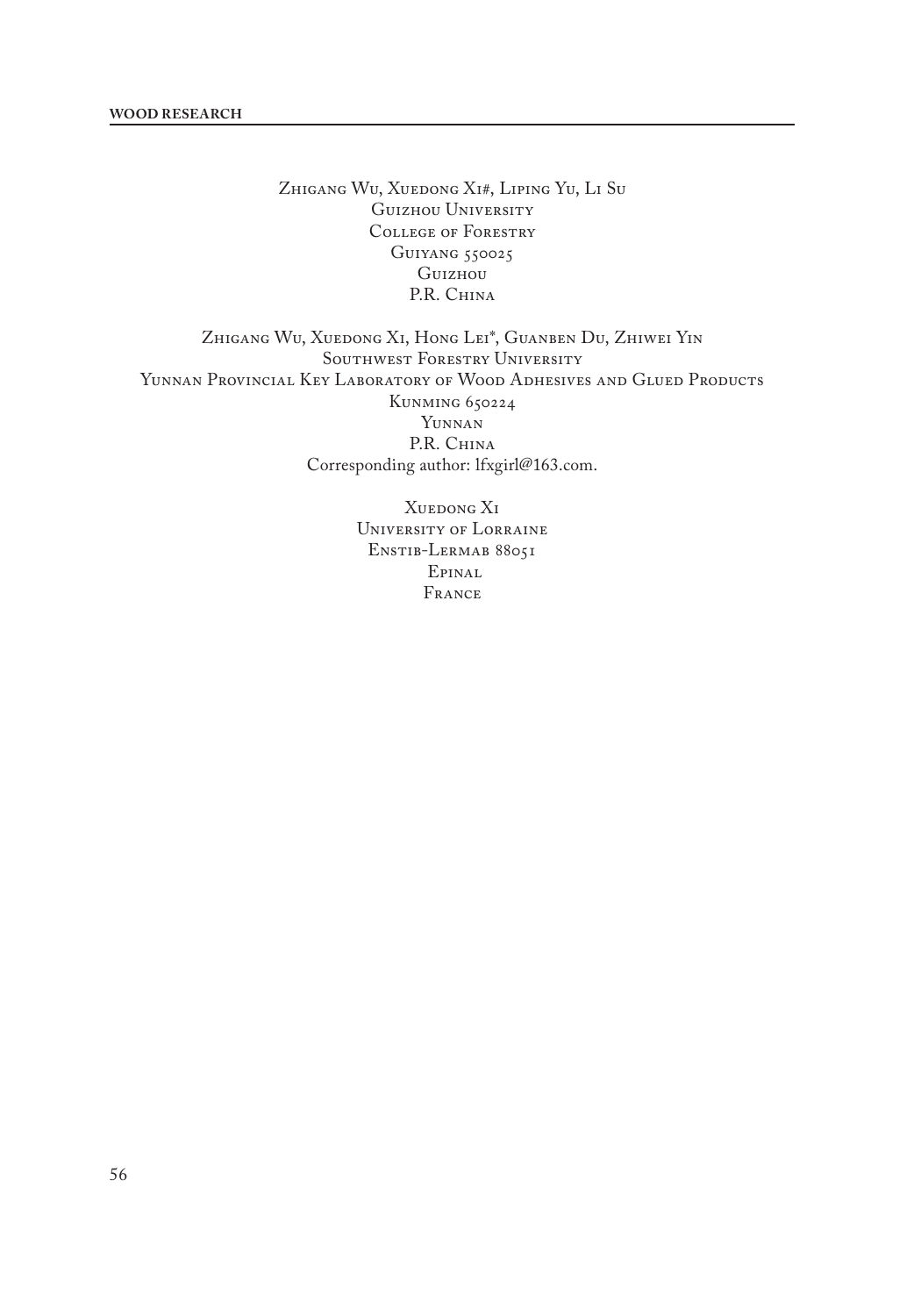Zhigang Wu, Xuedong Xi#, Liping Yu, Li Su
Guizhou University
College of Forestry
Guiyang 550025
Guizhou
P.R. China

Zhigang Wu, Xuedong Xi, Hong Lei*, Guanben Du, Zhiwei Yin
Southwest Forestry University
Yunnan Provincial Key Laboratory of Wood Adhesives and Glued Products
Kunming 650224
Yunnan
P.R. China
Corresponding author: lfxgirl@163.com.

Xuedong Xi
University of Lorraine
Enstib-Lermab 88051
Epinal
France